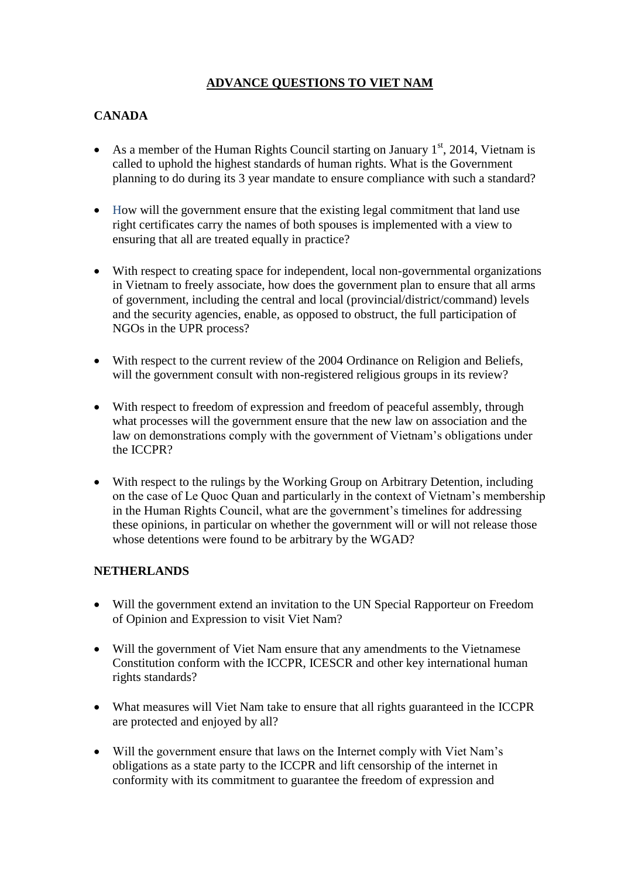# ADVANCE QUESTIONS TO VIET NAM

## CANADA

- As a member of the Human Rights Council starting on January 1st, 2014, Vietnam is called to uphold the highest standards of human rights. What is the Government planning to do during its 3 year mandate to ensure compliance with such a standard?

- How will the government ensure that the existing legal commitment that land use right certificates carry the names of both spouses is implemented with a view to ensuring that all are treated equally in practice?

- With respect to creating space for independent, local non-governmental organizations in Vietnam to freely associate, how does the government plan to ensure that all arms of government, including the central and local (provincial/district/command) levels and the security agencies, enable, as opposed to obstruct, the full participation of NGOs in the UPR process?

- With respect to the current review of the 2004 Ordinance on Religion and Beliefs, will the government consult with non-registered religious groups in its review?

- With respect to freedom of expression and freedom of peaceful assembly, through what processes will the government ensure that the new law on association and the law on demonstrations comply with the government of Vietnam's obligations under the ICCPR?

- With respect to the rulings by the Working Group on Arbitrary Detention, including on the case of Le Quoc Quan and particularly in the context of Vietnam's membership in the Human Rights Council, what are the government's timelines for addressing these opinions, in particular on whether the government will or will not release those whose detentions were found to be arbitrary by the WGAD?

## NETHERLANDS

- Will the government extend an invitation to the UN Special Rapporteur on Freedom of Opinion and Expression to visit Viet Nam?

- Will the government of Viet Nam ensure that any amendments to the Vietnamese Constitution conform with the ICCPR, ICESCR and other key international human rights standards?

- What measures will Viet Nam take to ensure that all rights guaranteed in the ICCPR are protected and enjoyed by all?

- Will the government ensure that laws on the Internet comply with Viet Nam's obligations as a state party to the ICCPR and lift censorship of the internet in conformity with its commitment to guarantee the freedom of expression and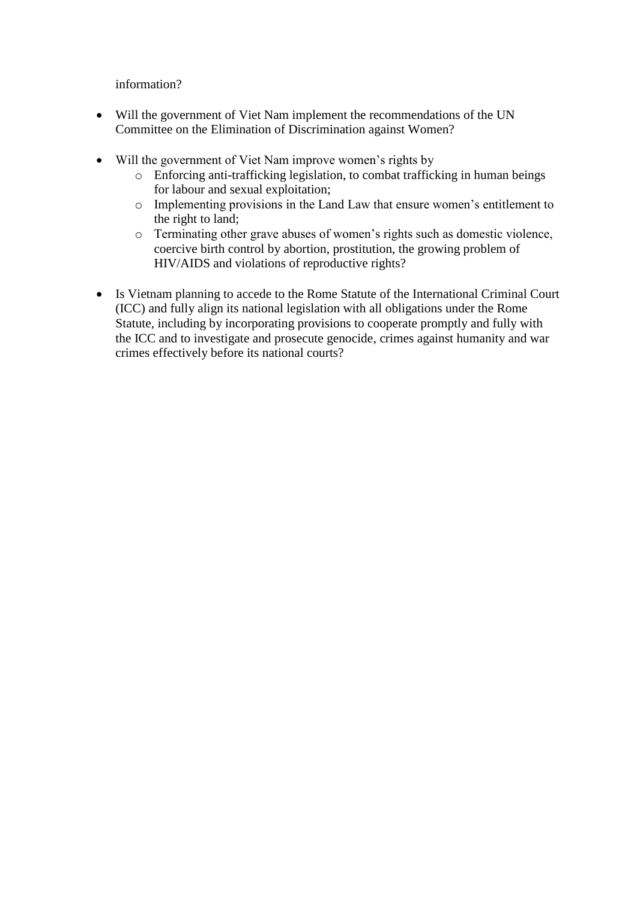information?

- Will the government of Viet Nam implement the recommendations of the UN Committee on the Elimination of Discrimination against Women?

- Will the government of Viet Nam improve women's rights by
  - Enforcing anti-trafficking legislation, to combat trafficking in human beings for labour and sexual exploitation;
  - Implementing provisions in the Land Law that ensure women's entitlement to the right to land;
  - Terminating other grave abuses of women's rights such as domestic violence, coercive birth control by abortion, prostitution, the growing problem of HIV/AIDS and violations of reproductive rights?

- Is Vietnam planning to accede to the Rome Statute of the International Criminal Court (ICC) and fully align its national legislation with all obligations under the Rome Statute, including by incorporating provisions to cooperate promptly and fully with the ICC and to investigate and prosecute genocide, crimes against humanity and war crimes effectively before its national courts?